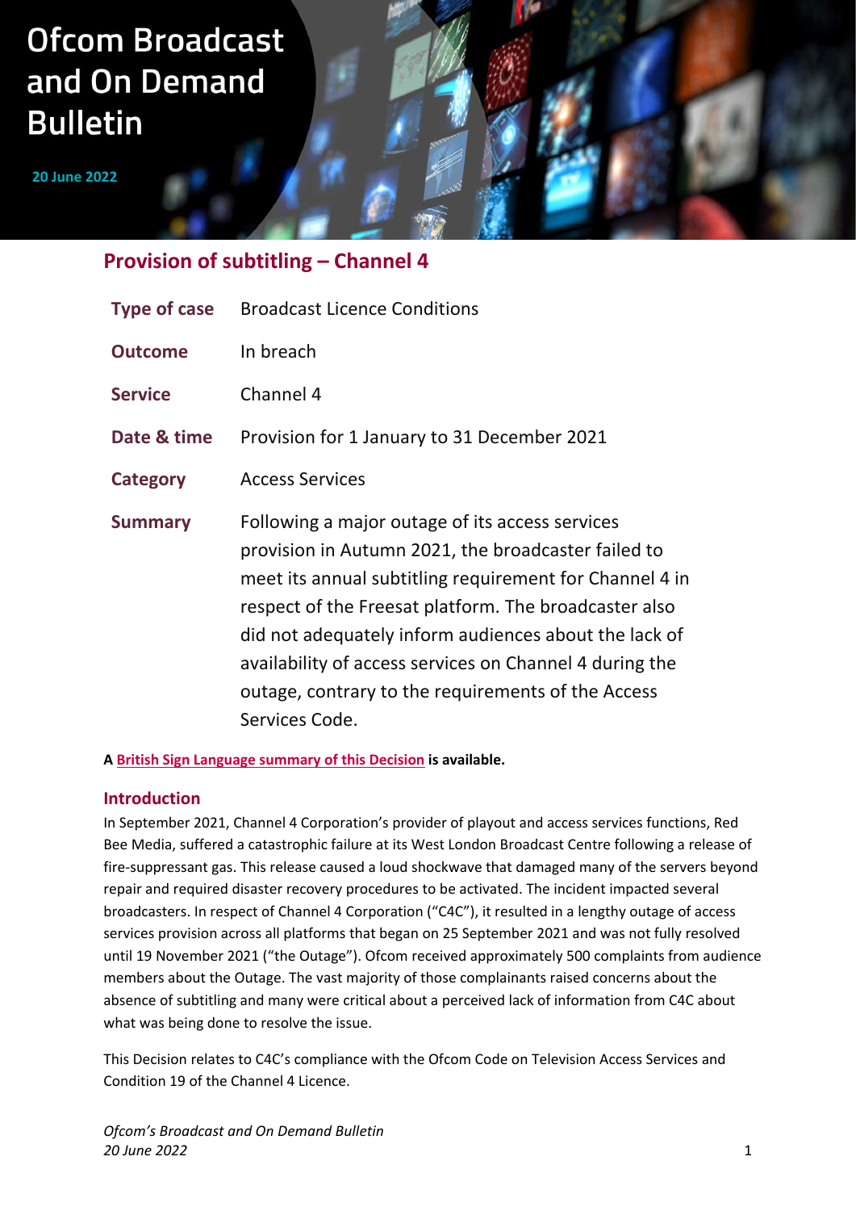# Ofcom Broadcast and On Demand Bulletin

**20 June 2022**

## Provision of subtitling – Channel 4

| | |
|---|---|
| **Type of case** | Broadcast Licence Conditions |
| **Outcome** | In breach |
| **Service** | Channel 4 |
| **Date & time** | Provision for 1 January to 31 December 2021 |
| **Category** | Access Services |
| **Summary** | Following a major outage of its access services provision in Autumn 2021, the broadcaster failed to meet its annual subtitling requirement for Channel 4 in respect of the Freesat platform. The broadcaster also did not adequately inform audiences about the lack of availability of access services on Channel 4 during the outage, contrary to the requirements of the Access Services Code. |

**A British Sign Language summary of this Decision is available.**

### Introduction

In September 2021, Channel 4 Corporation's provider of playout and access services functions, Red Bee Media, suffered a catastrophic failure at its West London Broadcast Centre following a release of fire-suppressant gas. This release caused a loud shockwave that damaged many of the servers beyond repair and required disaster recovery procedures to be activated. The incident impacted several broadcasters. In respect of Channel 4 Corporation ("C4C"), it resulted in a lengthy outage of access services provision across all platforms that began on 25 September 2021 and was not fully resolved until 19 November 2021 ("the Outage"). Ofcom received approximately 500 complaints from audience members about the Outage. The vast majority of those complainants raised concerns about the absence of subtitling and many were critical about a perceived lack of information from C4C about what was being done to resolve the issue.

This Decision relates to C4C's compliance with the Ofcom Code on Television Access Services and Condition 19 of the Channel 4 Licence.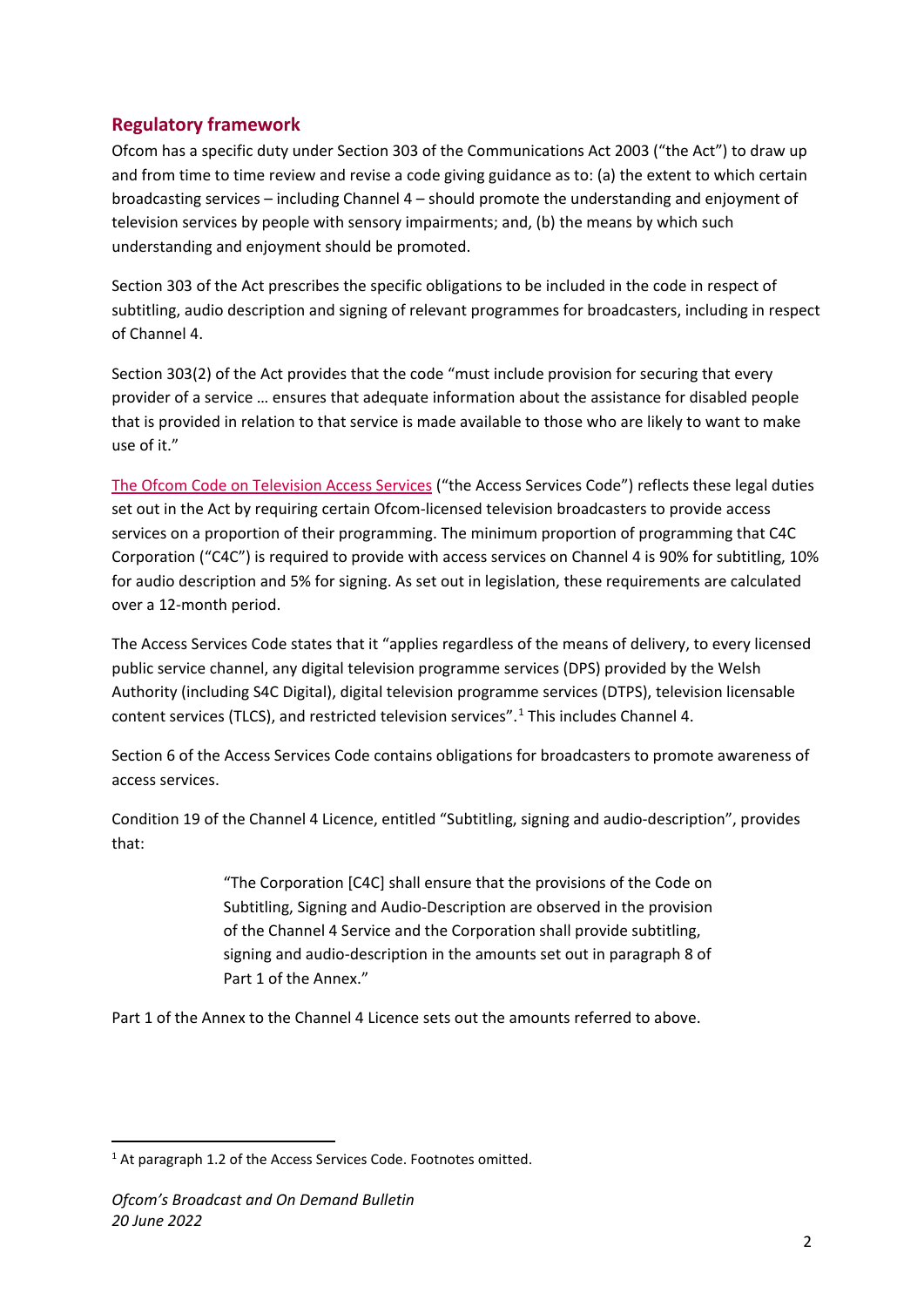## Regulatory framework

Ofcom has a specific duty under Section 303 of the Communications Act 2003 ("the Act") to draw up and from time to time review and revise a code giving guidance as to: (a) the extent to which certain broadcasting services – including Channel 4 – should promote the understanding and enjoyment of television services by people with sensory impairments; and, (b) the means by which such understanding and enjoyment should be promoted.

Section 303 of the Act prescribes the specific obligations to be included in the code in respect of subtitling, audio description and signing of relevant programmes for broadcasters, including in respect of Channel 4.

Section 303(2) of the Act provides that the code "must include provision for securing that every provider of a service … ensures that adequate information about the assistance for disabled people that is provided in relation to that service is made available to those who are likely to want to make use of it."

The Ofcom Code on Television Access Services ("the Access Services Code") reflects these legal duties set out in the Act by requiring certain Ofcom-licensed television broadcasters to provide access services on a proportion of their programming. The minimum proportion of programming that C4C Corporation ("C4C") is required to provide with access services on Channel 4 is 90% for subtitling, 10% for audio description and 5% for signing. As set out in legislation, these requirements are calculated over a 12-month period.

The Access Services Code states that it "applies regardless of the means of delivery, to every licensed public service channel, any digital television programme services (DPS) provided by the Welsh Authority (including S4C Digital), digital television programme services (DTPS), television licensable content services (TLCS), and restricted television services".[1] This includes Channel 4.

Section 6 of the Access Services Code contains obligations for broadcasters to promote awareness of access services.

Condition 19 of the Channel 4 Licence, entitled "Subtitling, signing and audio-description", provides that:

> "The Corporation [C4C] shall ensure that the provisions of the Code on Subtitling, Signing and Audio-Description are observed in the provision of the Channel 4 Service and the Corporation shall provide subtitling, signing and audio-description in the amounts set out in paragraph 8 of Part 1 of the Annex."

Part 1 of the Annex to the Channel 4 Licence sets out the amounts referred to above.

[1] At paragraph 1.2 of the Access Services Code. Footnotes omitted.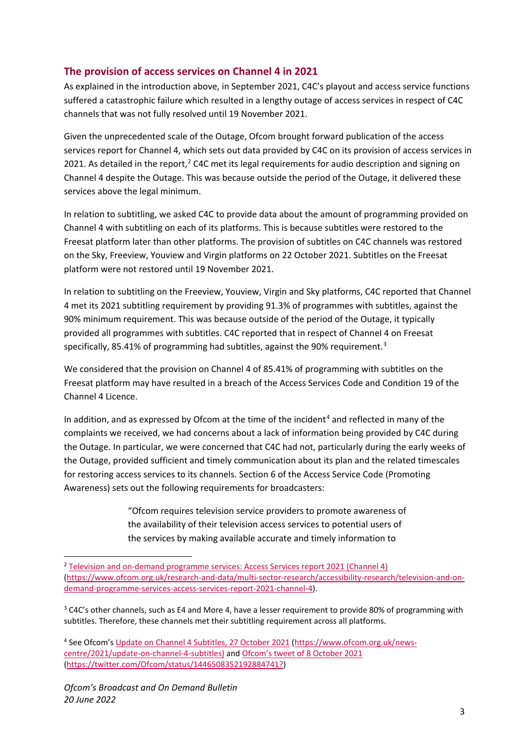## The provision of access services on Channel 4 in 2021

As explained in the introduction above, in September 2021, C4C's playout and access service functions suffered a catastrophic failure which resulted in a lengthy outage of access services in respect of C4C channels that was not fully resolved until 19 November 2021.

Given the unprecedented scale of the Outage, Ofcom brought forward publication of the access services report for Channel 4, which sets out data provided by C4C on its provision of access services in 2021. As detailed in the report,[2] C4C met its legal requirements for audio description and signing on Channel 4 despite the Outage. This was because outside the period of the Outage, it delivered these services above the legal minimum.

In relation to subtitling, we asked C4C to provide data about the amount of programming provided on Channel 4 with subtitling on each of its platforms. This is because subtitles were restored to the Freesat platform later than other platforms. The provision of subtitles on C4C channels was restored on the Sky, Freeview, Youview and Virgin platforms on 22 October 2021. Subtitles on the Freesat platform were not restored until 19 November 2021.

In relation to subtitling on the Freeview, Youview, Virgin and Sky platforms, C4C reported that Channel 4 met its 2021 subtitling requirement by providing 91.3% of programmes with subtitles, against the 90% minimum requirement. This was because outside of the period of the Outage, it typically provided all programmes with subtitles. C4C reported that in respect of Channel 4 on Freesat specifically, 85.41% of programming had subtitles, against the 90% requirement.[3]

We considered that the provision on Channel 4 of 85.41% of programming with subtitles on the Freesat platform may have resulted in a breach of the Access Services Code and Condition 19 of the Channel 4 Licence.

In addition, and as expressed by Ofcom at the time of the incident[4] and reflected in many of the complaints we received, we had concerns about a lack of information being provided by C4C during the Outage. In particular, we were concerned that C4C had not, particularly during the early weeks of the Outage, provided sufficient and timely communication about its plan and the related timescales for restoring access services to its channels. Section 6 of the Access Service Code (Promoting Awareness) sets out the following requirements for broadcasters:

> "Ofcom requires television service providers to promote awareness of the availability of their television access services to potential users of the services by making available accurate and timely information to

---

[2] Television and on-demand programme services: Access Services report 2021 (Channel 4) (https://www.ofcom.org.uk/research-and-data/multi-sector-research/accessibility-research/television-and-on-demand-programme-services-access-services-report-2021-channel-4).

[3] C4C's other channels, such as E4 and More 4, have a lesser requirement to provide 80% of programming with subtitles. Therefore, these channels met their subtitling requirement across all platforms.

[4] See Ofcom's Update on Channel 4 Subtitles, 27 October 2021 (https://www.ofcom.org.uk/news-centre/2021/update-on-channel-4-subtitles) and Ofcom's tweet of 8 October 2021 (https://twitter.com/Ofcom/status/1446508352192884741?)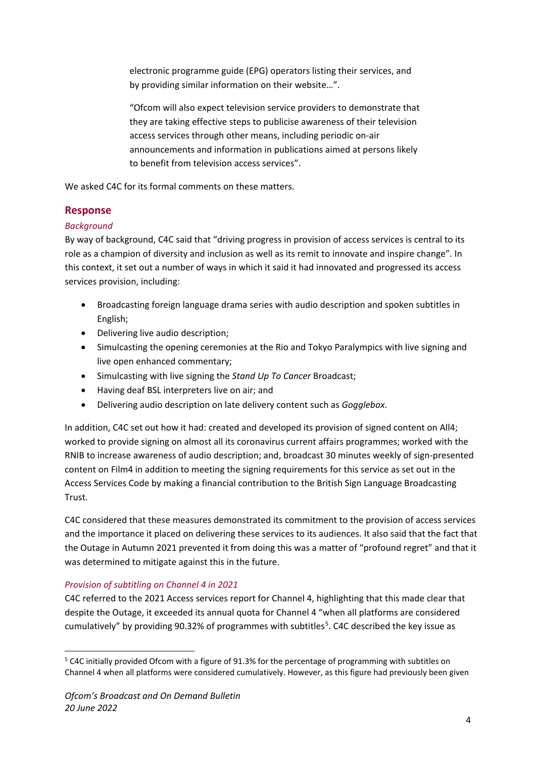electronic programme guide (EPG) operators listing their services, and by providing similar information on their website…".

> "Ofcom will also expect television service providers to demonstrate that they are taking effective steps to publicise awareness of their television access services through other means, including periodic on-air announcements and information in publications aimed at persons likely to benefit from television access services".

We asked C4C for its formal comments on these matters.

## Response

### *Background*

By way of background, C4C said that "driving progress in provision of access services is central to its role as a champion of diversity and inclusion as well as its remit to innovate and inspire change". In this context, it set out a number of ways in which it said it had innovated and progressed its access services provision, including:

- Broadcasting foreign language drama series with audio description and spoken subtitles in English;
- Delivering live audio description;
- Simulcasting the opening ceremonies at the Rio and Tokyo Paralympics with live signing and live open enhanced commentary;
- Simulcasting with live signing the *Stand Up To Cancer* Broadcast;
- Having deaf BSL interpreters live on air; and
- Delivering audio description on late delivery content such as *Gogglebox*.

In addition, C4C set out how it had: created and developed its provision of signed content on All4; worked to provide signing on almost all its coronavirus current affairs programmes; worked with the RNIB to increase awareness of audio description; and, broadcast 30 minutes weekly of sign-presented content on Film4 in addition to meeting the signing requirements for this service as set out in the Access Services Code by making a financial contribution to the British Sign Language Broadcasting Trust.

C4C considered that these measures demonstrated its commitment to the provision of access services and the importance it placed on delivering these services to its audiences. It also said that the fact that the Outage in Autumn 2021 prevented it from doing this was a matter of "profound regret" and that it was determined to mitigate against this in the future.

### *Provision of subtitling on Channel 4 in 2021*

C4C referred to the 2021 Access services report for Channel 4, highlighting that this made clear that despite the Outage, it exceeded its annual quota for Channel 4 "when all platforms are considered cumulatively" by providing 90.32% of programmes with subtitles[5]. C4C described the key issue as

---

[5] C4C initially provided Ofcom with a figure of 91.3% for the percentage of programming with subtitles on Channel 4 when all platforms were considered cumulatively. However, as this figure had previously been given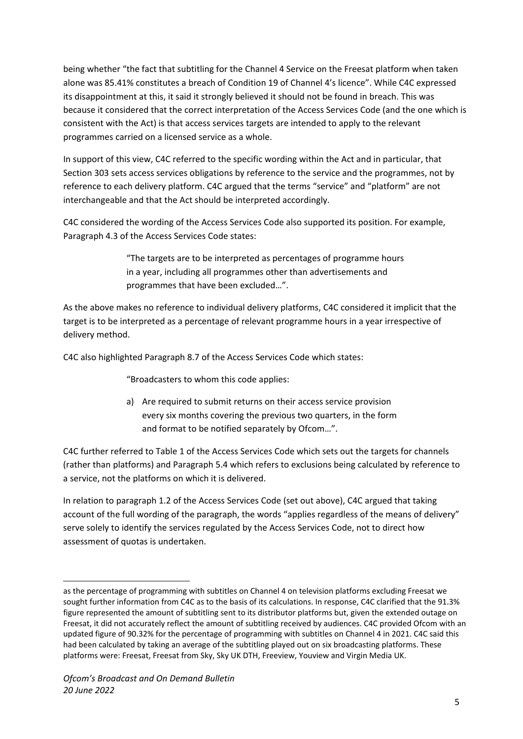being whether "the fact that subtitling for the Channel 4 Service on the Freesat platform when taken alone was 85.41% constitutes a breach of Condition 19 of Channel 4's licence". While C4C expressed its disappointment at this, it said it strongly believed it should not be found in breach. This was because it considered that the correct interpretation of the Access Services Code (and the one which is consistent with the Act) is that access services targets are intended to apply to the relevant programmes carried on a licensed service as a whole.

In support of this view, C4C referred to the specific wording within the Act and in particular, that Section 303 sets access services obligations by reference to the service and the programmes, not by reference to each delivery platform. C4C argued that the terms "service" and "platform" are not interchangeable and that the Act should be interpreted accordingly.

C4C considered the wording of the Access Services Code also supported its position. For example, Paragraph 4.3 of the Access Services Code states:

> "The targets are to be interpreted as percentages of programme hours in a year, including all programmes other than advertisements and programmes that have been excluded…".

As the above makes no reference to individual delivery platforms, C4C considered it implicit that the target is to be interpreted as a percentage of relevant programme hours in a year irrespective of delivery method.

C4C also highlighted Paragraph 8.7 of the Access Services Code which states:

> "Broadcasters to whom this code applies:
>
> a) Are required to submit returns on their access service provision every six months covering the previous two quarters, in the form and format to be notified separately by Ofcom…".

C4C further referred to Table 1 of the Access Services Code which sets out the targets for channels (rather than platforms) and Paragraph 5.4 which refers to exclusions being calculated by reference to a service, not the platforms on which it is delivered.

In relation to paragraph 1.2 of the Access Services Code (set out above), C4C argued that taking account of the full wording of the paragraph, the words "applies regardless of the means of delivery" serve solely to identify the services regulated by the Access Services Code, not to direct how assessment of quotas is undertaken.

---

as the percentage of programming with subtitles on Channel 4 on television platforms excluding Freesat we sought further information from C4C as to the basis of its calculations. In response, C4C clarified that the 91.3% figure represented the amount of subtitling sent to its distributor platforms but, given the extended outage on Freesat, it did not accurately reflect the amount of subtitling received by audiences. C4C provided Ofcom with an updated figure of 90.32% for the percentage of programming with subtitles on Channel 4 in 2021. C4C said this had been calculated by taking an average of the subtitling played out on six broadcasting platforms. These platforms were: Freesat, Freesat from Sky, Sky UK DTH, Freeview, Youview and Virgin Media UK.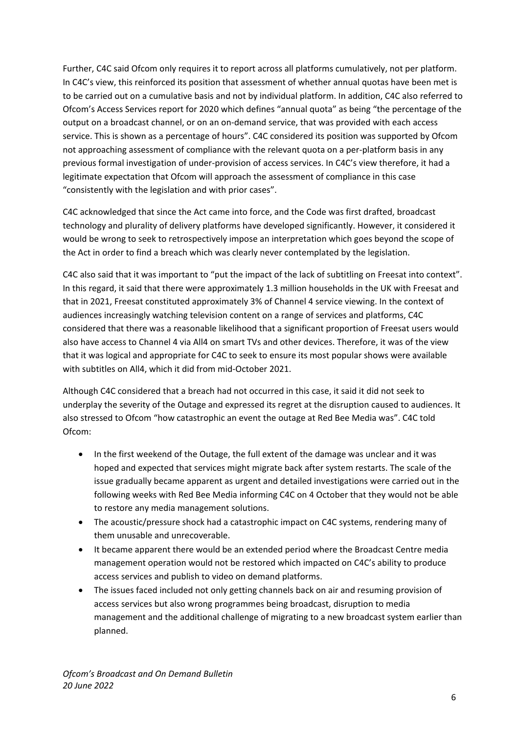Further, C4C said Ofcom only requires it to report across all platforms cumulatively, not per platform. In C4C's view, this reinforced its position that assessment of whether annual quotas have been met is to be carried out on a cumulative basis and not by individual platform. In addition, C4C also referred to Ofcom's Access Services report for 2020 which defines "annual quota" as being "the percentage of the output on a broadcast channel, or on an on-demand service, that was provided with each access service. This is shown as a percentage of hours". C4C considered its position was supported by Ofcom not approaching assessment of compliance with the relevant quota on a per-platform basis in any previous formal investigation of under-provision of access services. In C4C's view therefore, it had a legitimate expectation that Ofcom will approach the assessment of compliance in this case "consistently with the legislation and with prior cases".

C4C acknowledged that since the Act came into force, and the Code was first drafted, broadcast technology and plurality of delivery platforms have developed significantly. However, it considered it would be wrong to seek to retrospectively impose an interpretation which goes beyond the scope of the Act in order to find a breach which was clearly never contemplated by the legislation.

C4C also said that it was important to "put the impact of the lack of subtitling on Freesat into context". In this regard, it said that there were approximately 1.3 million households in the UK with Freesat and that in 2021, Freesat constituted approximately 3% of Channel 4 service viewing. In the context of audiences increasingly watching television content on a range of services and platforms, C4C considered that there was a reasonable likelihood that a significant proportion of Freesat users would also have access to Channel 4 via All4 on smart TVs and other devices. Therefore, it was of the view that it was logical and appropriate for C4C to seek to ensure its most popular shows were available with subtitles on All4, which it did from mid-October 2021.

Although C4C considered that a breach had not occurred in this case, it said it did not seek to underplay the severity of the Outage and expressed its regret at the disruption caused to audiences. It also stressed to Ofcom "how catastrophic an event the outage at Red Bee Media was". C4C told Ofcom:

- In the first weekend of the Outage, the full extent of the damage was unclear and it was hoped and expected that services might migrate back after system restarts. The scale of the issue gradually became apparent as urgent and detailed investigations were carried out in the following weeks with Red Bee Media informing C4C on 4 October that they would not be able to restore any media management solutions.
- The acoustic/pressure shock had a catastrophic impact on C4C systems, rendering many of them unusable and unrecoverable.
- It became apparent there would be an extended period where the Broadcast Centre media management operation would not be restored which impacted on C4C's ability to produce access services and publish to video on demand platforms.
- The issues faced included not only getting channels back on air and resuming provision of access services but also wrong programmes being broadcast, disruption to media management and the additional challenge of migrating to a new broadcast system earlier than planned.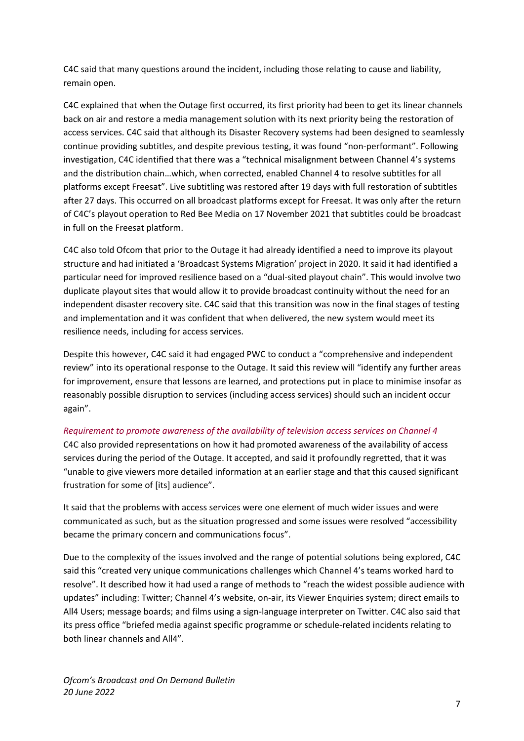C4C said that many questions around the incident, including those relating to cause and liability, remain open.

C4C explained that when the Outage first occurred, its first priority had been to get its linear channels back on air and restore a media management solution with its next priority being the restoration of access services. C4C said that although its Disaster Recovery systems had been designed to seamlessly continue providing subtitles, and despite previous testing, it was found "non-performant". Following investigation, C4C identified that there was a "technical misalignment between Channel 4's systems and the distribution chain…which, when corrected, enabled Channel 4 to resolve subtitles for all platforms except Freesat". Live subtitling was restored after 19 days with full restoration of subtitles after 27 days. This occurred on all broadcast platforms except for Freesat. It was only after the return of C4C's playout operation to Red Bee Media on 17 November 2021 that subtitles could be broadcast in full on the Freesat platform.

C4C also told Ofcom that prior to the Outage it had already identified a need to improve its playout structure and had initiated a 'Broadcast Systems Migration' project in 2020. It said it had identified a particular need for improved resilience based on a "dual-sited playout chain". This would involve two duplicate playout sites that would allow it to provide broadcast continuity without the need for an independent disaster recovery site. C4C said that this transition was now in the final stages of testing and implementation and it was confident that when delivered, the new system would meet its resilience needs, including for access services.

Despite this however, C4C said it had engaged PWC to conduct a "comprehensive and independent review" into its operational response to the Outage. It said this review will "identify any further areas for improvement, ensure that lessons are learned, and protections put in place to minimise insofar as reasonably possible disruption to services (including access services) should such an incident occur again".

*Requirement to promote awareness of the availability of television access services on Channel 4*

C4C also provided representations on how it had promoted awareness of the availability of access services during the period of the Outage. It accepted, and said it profoundly regretted, that it was "unable to give viewers more detailed information at an earlier stage and that this caused significant frustration for some of [its] audience".

It said that the problems with access services were one element of much wider issues and were communicated as such, but as the situation progressed and some issues were resolved "accessibility became the primary concern and communications focus".

Due to the complexity of the issues involved and the range of potential solutions being explored, C4C said this "created very unique communications challenges which Channel 4's teams worked hard to resolve". It described how it had used a range of methods to "reach the widest possible audience with updates" including: Twitter; Channel 4's website, on-air, its Viewer Enquiries system; direct emails to All4 Users; message boards; and films using a sign-language interpreter on Twitter. C4C also said that its press office "briefed media against specific programme or schedule-related incidents relating to both linear channels and All4".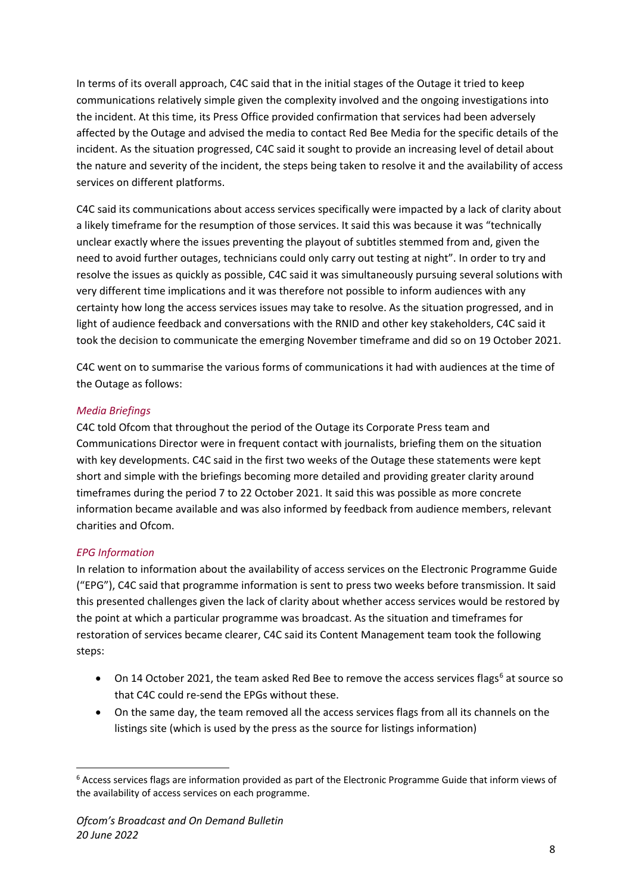In terms of its overall approach, C4C said that in the initial stages of the Outage it tried to keep communications relatively simple given the complexity involved and the ongoing investigations into the incident. At this time, its Press Office provided confirmation that services had been adversely affected by the Outage and advised the media to contact Red Bee Media for the specific details of the incident. As the situation progressed, C4C said it sought to provide an increasing level of detail about the nature and severity of the incident, the steps being taken to resolve it and the availability of access services on different platforms.

C4C said its communications about access services specifically were impacted by a lack of clarity about a likely timeframe for the resumption of those services. It said this was because it was "technically unclear exactly where the issues preventing the playout of subtitles stemmed from and, given the need to avoid further outages, technicians could only carry out testing at night". In order to try and resolve the issues as quickly as possible, C4C said it was simultaneously pursuing several solutions with very different time implications and it was therefore not possible to inform audiences with any certainty how long the access services issues may take to resolve. As the situation progressed, and in light of audience feedback and conversations with the RNID and other key stakeholders, C4C said it took the decision to communicate the emerging November timeframe and did so on 19 October 2021.

C4C went on to summarise the various forms of communications it had with audiences at the time of the Outage as follows:

*Media Briefings*

C4C told Ofcom that throughout the period of the Outage its Corporate Press team and Communications Director were in frequent contact with journalists, briefing them on the situation with key developments. C4C said in the first two weeks of the Outage these statements were kept short and simple with the briefings becoming more detailed and providing greater clarity around timeframes during the period 7 to 22 October 2021. It said this was possible as more concrete information became available and was also informed by feedback from audience members, relevant charities and Ofcom.

*EPG Information*

In relation to information about the availability of access services on the Electronic Programme Guide ("EPG"), C4C said that programme information is sent to press two weeks before transmission. It said this presented challenges given the lack of clarity about whether access services would be restored by the point at which a particular programme was broadcast. As the situation and timeframes for restoration of services became clearer, C4C said its Content Management team took the following steps:

- On 14 October 2021, the team asked Red Bee to remove the access services flags[6] at source so that C4C could re-send the EPGs without these.
- On the same day, the team removed all the access services flags from all its channels on the listings site (which is used by the press as the source for listings information)

[6] Access services flags are information provided as part of the Electronic Programme Guide that inform views of the availability of access services on each programme.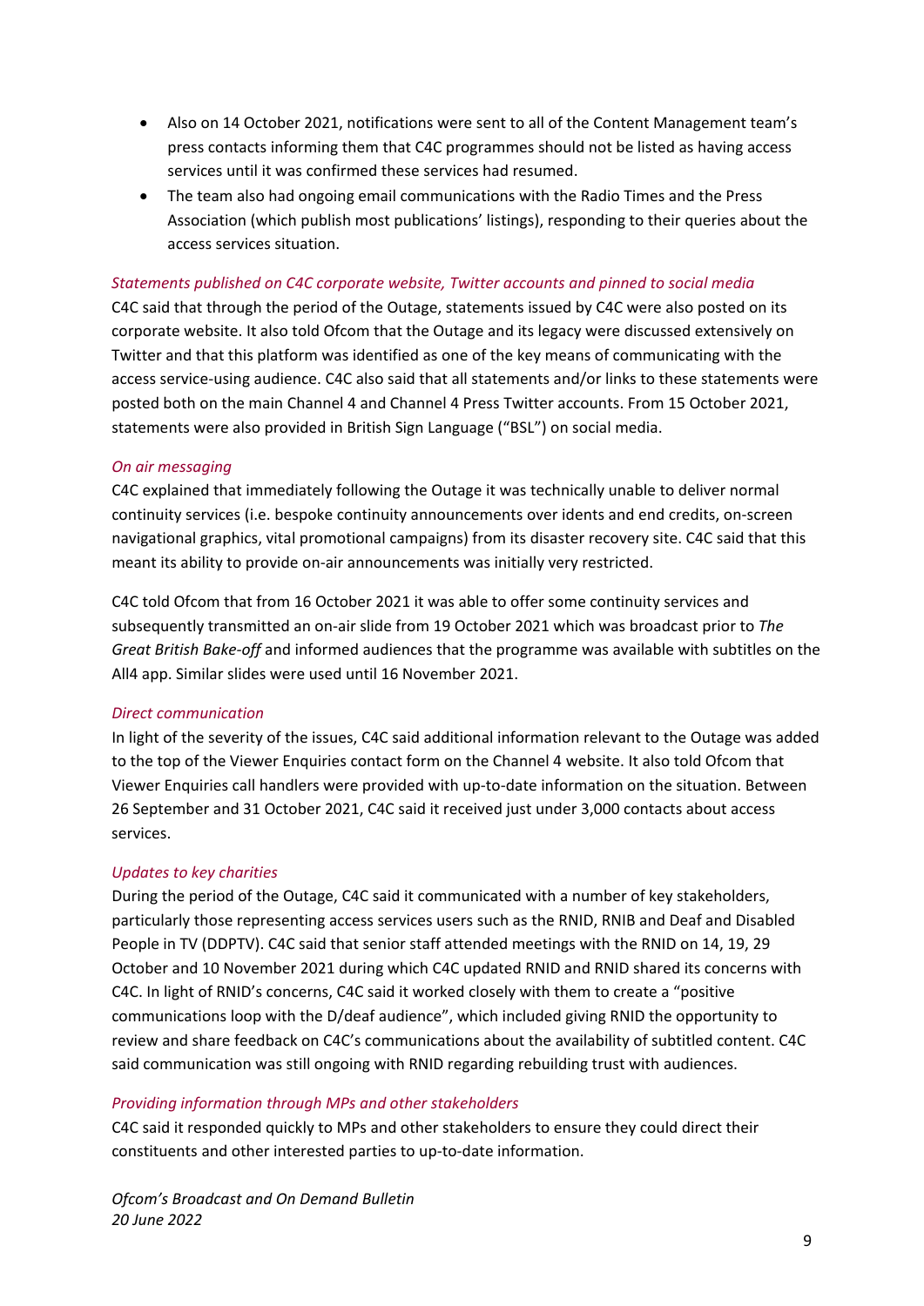- Also on 14 October 2021, notifications were sent to all of the Content Management team's press contacts informing them that C4C programmes should not be listed as having access services until it was confirmed these services had resumed.
- The team also had ongoing email communications with the Radio Times and the Press Association (which publish most publications' listings), responding to their queries about the access services situation.

*Statements published on C4C corporate website, Twitter accounts and pinned to social media*

C4C said that through the period of the Outage, statements issued by C4C were also posted on its corporate website. It also told Ofcom that the Outage and its legacy were discussed extensively on Twitter and that this platform was identified as one of the key means of communicating with the access service-using audience. C4C also said that all statements and/or links to these statements were posted both on the main Channel 4 and Channel 4 Press Twitter accounts. From 15 October 2021, statements were also provided in British Sign Language ("BSL") on social media.

*On air messaging*

C4C explained that immediately following the Outage it was technically unable to deliver normal continuity services (i.e. bespoke continuity announcements over idents and end credits, on-screen navigational graphics, vital promotional campaigns) from its disaster recovery site. C4C said that this meant its ability to provide on-air announcements was initially very restricted.

C4C told Ofcom that from 16 October 2021 it was able to offer some continuity services and subsequently transmitted an on-air slide from 19 October 2021 which was broadcast prior to *The Great British Bake-off* and informed audiences that the programme was available with subtitles on the All4 app. Similar slides were used until 16 November 2021.

*Direct communication*

In light of the severity of the issues, C4C said additional information relevant to the Outage was added to the top of the Viewer Enquiries contact form on the Channel 4 website. It also told Ofcom that Viewer Enquiries call handlers were provided with up-to-date information on the situation. Between 26 September and 31 October 2021, C4C said it received just under 3,000 contacts about access services.

*Updates to key charities*

During the period of the Outage, C4C said it communicated with a number of key stakeholders, particularly those representing access services users such as the RNID, RNIB and Deaf and Disabled People in TV (DDPTV). C4C said that senior staff attended meetings with the RNID on 14, 19, 29 October and 10 November 2021 during which C4C updated RNID and RNID shared its concerns with C4C. In light of RNID's concerns, C4C said it worked closely with them to create a "positive communications loop with the D/deaf audience", which included giving RNID the opportunity to review and share feedback on C4C's communications about the availability of subtitled content. C4C said communication was still ongoing with RNID regarding rebuilding trust with audiences.

*Providing information through MPs and other stakeholders*

C4C said it responded quickly to MPs and other stakeholders to ensure they could direct their constituents and other interested parties to up-to-date information.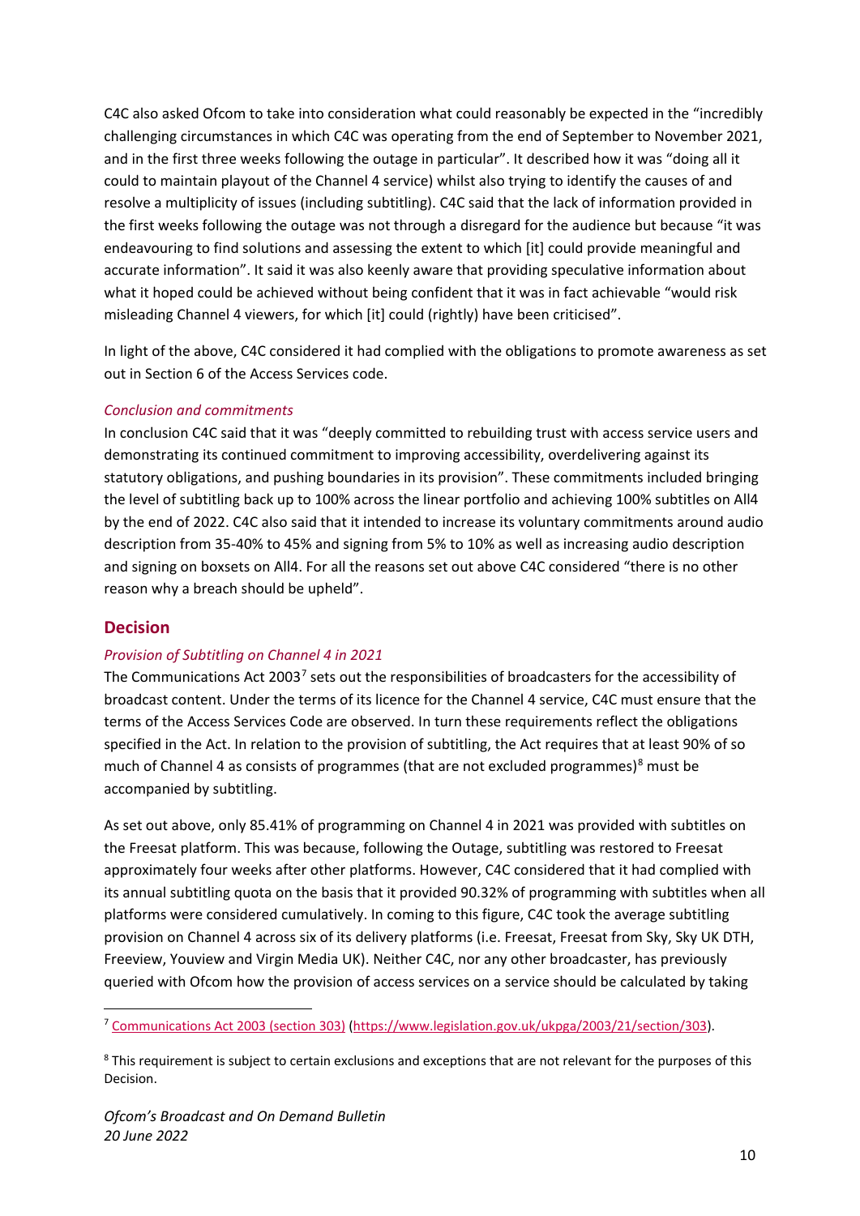C4C also asked Ofcom to take into consideration what could reasonably be expected in the "incredibly challenging circumstances in which C4C was operating from the end of September to November 2021, and in the first three weeks following the outage in particular". It described how it was "doing all it could to maintain playout of the Channel 4 service) whilst also trying to identify the causes of and resolve a multiplicity of issues (including subtitling). C4C said that the lack of information provided in the first weeks following the outage was not through a disregard for the audience but because "it was endeavouring to find solutions and assessing the extent to which [it] could provide meaningful and accurate information". It said it was also keenly aware that providing speculative information about what it hoped could be achieved without being confident that it was in fact achievable "would risk misleading Channel 4 viewers, for which [it] could (rightly) have been criticised".

In light of the above, C4C considered it had complied with the obligations to promote awareness as set out in Section 6 of the Access Services code.

*Conclusion and commitments*

In conclusion C4C said that it was "deeply committed to rebuilding trust with access service users and demonstrating its continued commitment to improving accessibility, overdelivering against its statutory obligations, and pushing boundaries in its provision". These commitments included bringing the level of subtitling back up to 100% across the linear portfolio and achieving 100% subtitles on All4 by the end of 2022. C4C also said that it intended to increase its voluntary commitments around audio description from 35-40% to 45% and signing from 5% to 10% as well as increasing audio description and signing on boxsets on All4. For all the reasons set out above C4C considered "there is no other reason why a breach should be upheld".

## Decision

*Provision of Subtitling on Channel 4 in 2021*

The Communications Act 2003[7] sets out the responsibilities of broadcasters for the accessibility of broadcast content. Under the terms of its licence for the Channel 4 service, C4C must ensure that the terms of the Access Services Code are observed. In turn these requirements reflect the obligations specified in the Act. In relation to the provision of subtitling, the Act requires that at least 90% of so much of Channel 4 as consists of programmes (that are not excluded programmes)[8] must be accompanied by subtitling.

As set out above, only 85.41% of programming on Channel 4 in 2021 was provided with subtitles on the Freesat platform. This was because, following the Outage, subtitling was restored to Freesat approximately four weeks after other platforms. However, C4C considered that it had complied with its annual subtitling quota on the basis that it provided 90.32% of programming with subtitles when all platforms were considered cumulatively. In coming to this figure, C4C took the average subtitling provision on Channel 4 across six of its delivery platforms (i.e. Freesat, Freesat from Sky, Sky UK DTH, Freeview, Youview and Virgin Media UK). Neither C4C, nor any other broadcaster, has previously queried with Ofcom how the provision of access services on a service should be calculated by taking

---

[7] Communications Act 2003 (section 303) (https://www.legislation.gov.uk/ukpga/2003/21/section/303).

[8] This requirement is subject to certain exclusions and exceptions that are not relevant for the purposes of this Decision.

*Ofcom's Broadcast and On Demand Bulletin*
*20 June 2022*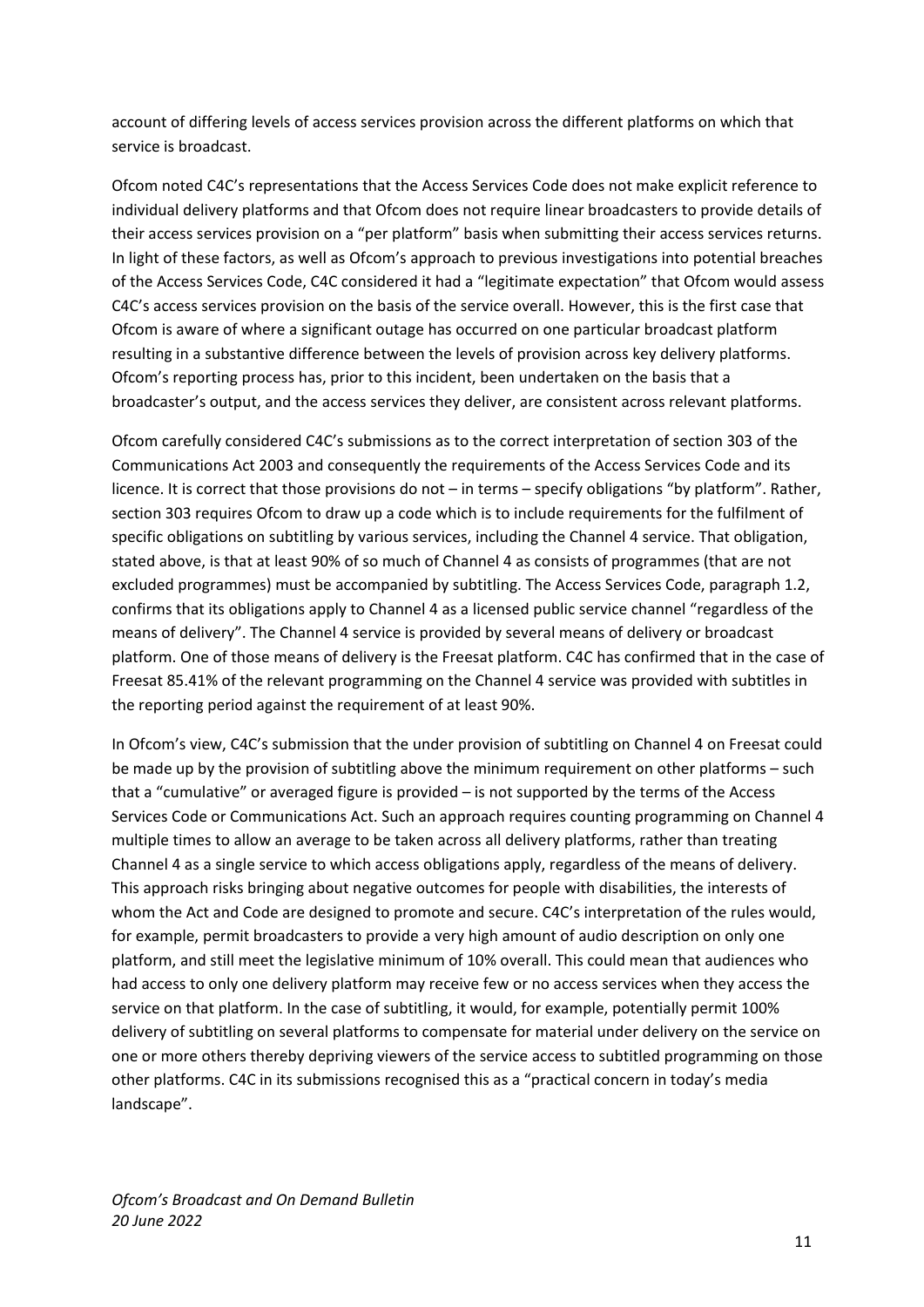account of differing levels of access services provision across the different platforms on which that service is broadcast.

Ofcom noted C4C's representations that the Access Services Code does not make explicit reference to individual delivery platforms and that Ofcom does not require linear broadcasters to provide details of their access services provision on a "per platform" basis when submitting their access services returns. In light of these factors, as well as Ofcom's approach to previous investigations into potential breaches of the Access Services Code, C4C considered it had a "legitimate expectation" that Ofcom would assess C4C's access services provision on the basis of the service overall. However, this is the first case that Ofcom is aware of where a significant outage has occurred on one particular broadcast platform resulting in a substantive difference between the levels of provision across key delivery platforms. Ofcom's reporting process has, prior to this incident, been undertaken on the basis that a broadcaster's output, and the access services they deliver, are consistent across relevant platforms.

Ofcom carefully considered C4C's submissions as to the correct interpretation of section 303 of the Communications Act 2003 and consequently the requirements of the Access Services Code and its licence. It is correct that those provisions do not – in terms – specify obligations "by platform". Rather, section 303 requires Ofcom to draw up a code which is to include requirements for the fulfilment of specific obligations on subtitling by various services, including the Channel 4 service. That obligation, stated above, is that at least 90% of so much of Channel 4 as consists of programmes (that are not excluded programmes) must be accompanied by subtitling. The Access Services Code, paragraph 1.2, confirms that its obligations apply to Channel 4 as a licensed public service channel "regardless of the means of delivery". The Channel 4 service is provided by several means of delivery or broadcast platform. One of those means of delivery is the Freesat platform. C4C has confirmed that in the case of Freesat 85.41% of the relevant programming on the Channel 4 service was provided with subtitles in the reporting period against the requirement of at least 90%.

In Ofcom's view, C4C's submission that the under provision of subtitling on Channel 4 on Freesat could be made up by the provision of subtitling above the minimum requirement on other platforms – such that a "cumulative" or averaged figure is provided – is not supported by the terms of the Access Services Code or Communications Act. Such an approach requires counting programming on Channel 4 multiple times to allow an average to be taken across all delivery platforms, rather than treating Channel 4 as a single service to which access obligations apply, regardless of the means of delivery. This approach risks bringing about negative outcomes for people with disabilities, the interests of whom the Act and Code are designed to promote and secure. C4C's interpretation of the rules would, for example, permit broadcasters to provide a very high amount of audio description on only one platform, and still meet the legislative minimum of 10% overall. This could mean that audiences who had access to only one delivery platform may receive few or no access services when they access the service on that platform. In the case of subtitling, it would, for example, potentially permit 100% delivery of subtitling on several platforms to compensate for material under delivery on the service on one or more others thereby depriving viewers of the service access to subtitled programming on those other platforms. C4C in its submissions recognised this as a "practical concern in today's media landscape".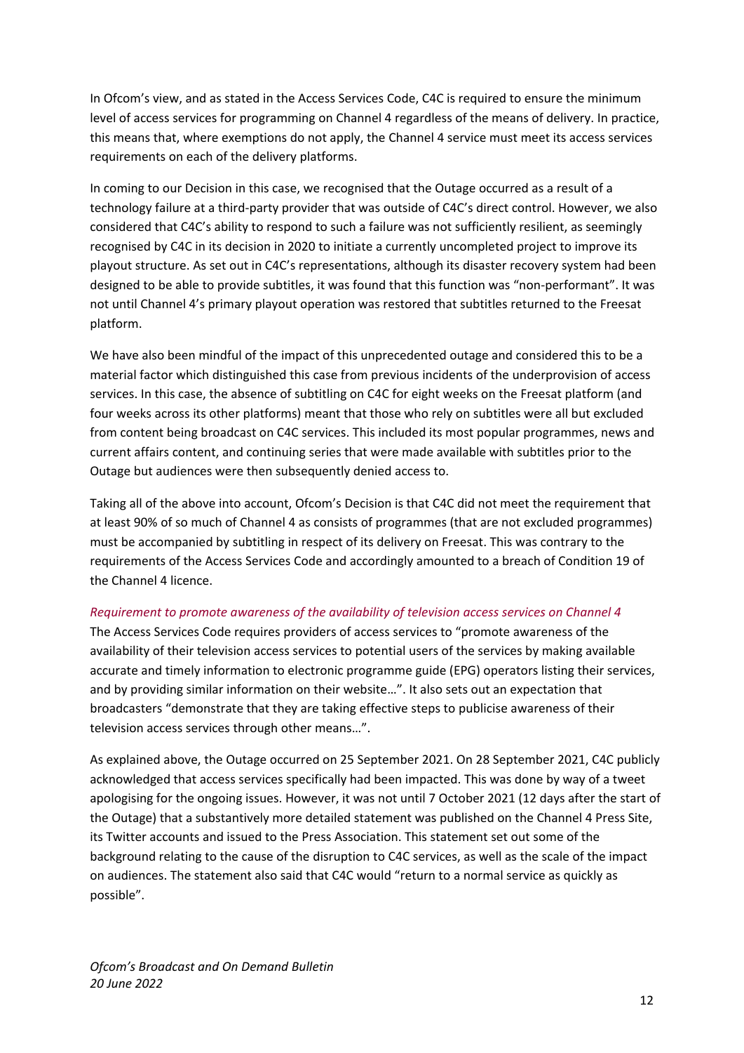In Ofcom's view, and as stated in the Access Services Code, C4C is required to ensure the minimum level of access services for programming on Channel 4 regardless of the means of delivery. In practice, this means that, where exemptions do not apply, the Channel 4 service must meet its access services requirements on each of the delivery platforms.

In coming to our Decision in this case, we recognised that the Outage occurred as a result of a technology failure at a third-party provider that was outside of C4C's direct control. However, we also considered that C4C's ability to respond to such a failure was not sufficiently resilient, as seemingly recognised by C4C in its decision in 2020 to initiate a currently uncompleted project to improve its playout structure. As set out in C4C's representations, although its disaster recovery system had been designed to be able to provide subtitles, it was found that this function was "non-performant". It was not until Channel 4's primary playout operation was restored that subtitles returned to the Freesat platform.

We have also been mindful of the impact of this unprecedented outage and considered this to be a material factor which distinguished this case from previous incidents of the underprovision of access services. In this case, the absence of subtitling on C4C for eight weeks on the Freesat platform (and four weeks across its other platforms) meant that those who rely on subtitles were all but excluded from content being broadcast on C4C services. This included its most popular programmes, news and current affairs content, and continuing series that were made available with subtitles prior to the Outage but audiences were then subsequently denied access to.

Taking all of the above into account, Ofcom's Decision is that C4C did not meet the requirement that at least 90% of so much of Channel 4 as consists of programmes (that are not excluded programmes) must be accompanied by subtitling in respect of its delivery on Freesat. This was contrary to the requirements of the Access Services Code and accordingly amounted to a breach of Condition 19 of the Channel 4 licence.

*Requirement to promote awareness of the availability of television access services on Channel 4*

The Access Services Code requires providers of access services to "promote awareness of the availability of their television access services to potential users of the services by making available accurate and timely information to electronic programme guide (EPG) operators listing their services, and by providing similar information on their website…". It also sets out an expectation that broadcasters "demonstrate that they are taking effective steps to publicise awareness of their television access services through other means…".

As explained above, the Outage occurred on 25 September 2021. On 28 September 2021, C4C publicly acknowledged that access services specifically had been impacted. This was done by way of a tweet apologising for the ongoing issues. However, it was not until 7 October 2021 (12 days after the start of the Outage) that a substantively more detailed statement was published on the Channel 4 Press Site, its Twitter accounts and issued to the Press Association. This statement set out some of the background relating to the cause of the disruption to C4C services, as well as the scale of the impact on audiences. The statement also said that C4C would "return to a normal service as quickly as possible".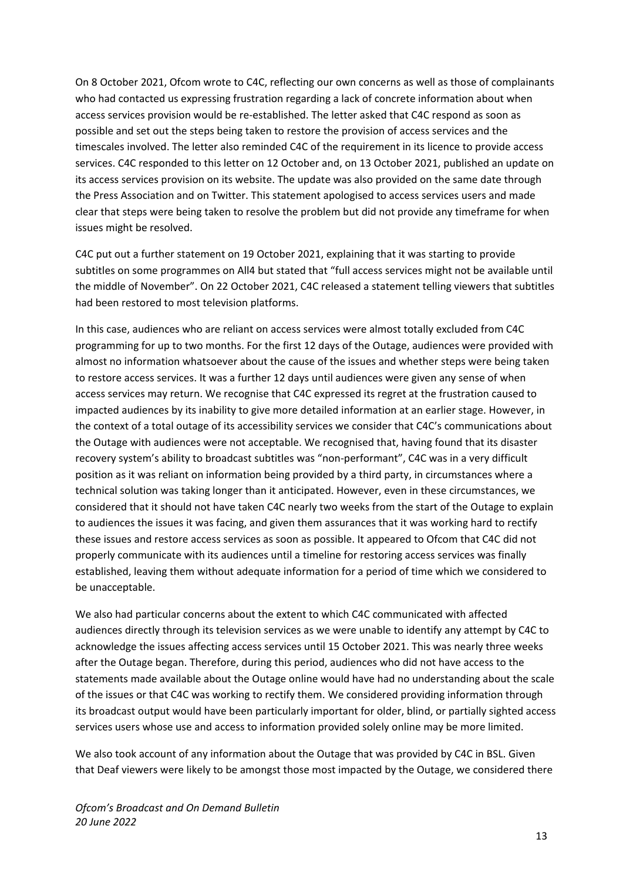On 8 October 2021, Ofcom wrote to C4C, reflecting our own concerns as well as those of complainants who had contacted us expressing frustration regarding a lack of concrete information about when access services provision would be re-established. The letter asked that C4C respond as soon as possible and set out the steps being taken to restore the provision of access services and the timescales involved. The letter also reminded C4C of the requirement in its licence to provide access services. C4C responded to this letter on 12 October and, on 13 October 2021, published an update on its access services provision on its website. The update was also provided on the same date through the Press Association and on Twitter. This statement apologised to access services users and made clear that steps were being taken to resolve the problem but did not provide any timeframe for when issues might be resolved.

C4C put out a further statement on 19 October 2021, explaining that it was starting to provide subtitles on some programmes on All4 but stated that "full access services might not be available until the middle of November". On 22 October 2021, C4C released a statement telling viewers that subtitles had been restored to most television platforms.

In this case, audiences who are reliant on access services were almost totally excluded from C4C programming for up to two months. For the first 12 days of the Outage, audiences were provided with almost no information whatsoever about the cause of the issues and whether steps were being taken to restore access services. It was a further 12 days until audiences were given any sense of when access services may return. We recognise that C4C expressed its regret at the frustration caused to impacted audiences by its inability to give more detailed information at an earlier stage. However, in the context of a total outage of its accessibility services we consider that C4C's communications about the Outage with audiences were not acceptable. We recognised that, having found that its disaster recovery system's ability to broadcast subtitles was "non-performant", C4C was in a very difficult position as it was reliant on information being provided by a third party, in circumstances where a technical solution was taking longer than it anticipated. However, even in these circumstances, we considered that it should not have taken C4C nearly two weeks from the start of the Outage to explain to audiences the issues it was facing, and given them assurances that it was working hard to rectify these issues and restore access services as soon as possible. It appeared to Ofcom that C4C did not properly communicate with its audiences until a timeline for restoring access services was finally established, leaving them without adequate information for a period of time which we considered to be unacceptable.

We also had particular concerns about the extent to which C4C communicated with affected audiences directly through its television services as we were unable to identify any attempt by C4C to acknowledge the issues affecting access services until 15 October 2021. This was nearly three weeks after the Outage began. Therefore, during this period, audiences who did not have access to the statements made available about the Outage online would have had no understanding about the scale of the issues or that C4C was working to rectify them. We considered providing information through its broadcast output would have been particularly important for older, blind, or partially sighted access services users whose use and access to information provided solely online may be more limited.

We also took account of any information about the Outage that was provided by C4C in BSL. Given that Deaf viewers were likely to be amongst those most impacted by the Outage, we considered there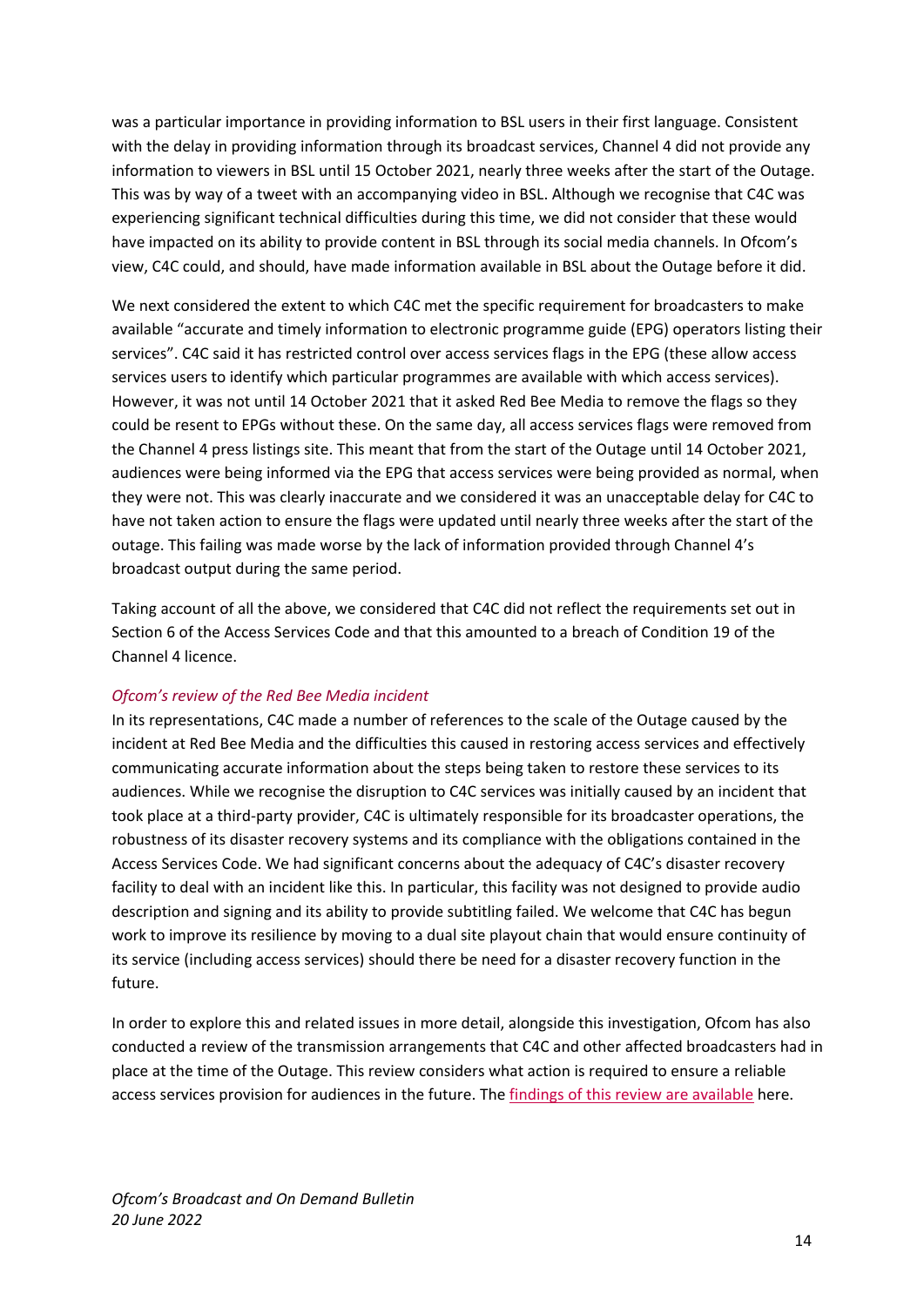was a particular importance in providing information to BSL users in their first language. Consistent with the delay in providing information through its broadcast services, Channel 4 did not provide any information to viewers in BSL until 15 October 2021, nearly three weeks after the start of the Outage. This was by way of a tweet with an accompanying video in BSL. Although we recognise that C4C was experiencing significant technical difficulties during this time, we did not consider that these would have impacted on its ability to provide content in BSL through its social media channels. In Ofcom's view, C4C could, and should, have made information available in BSL about the Outage before it did.

We next considered the extent to which C4C met the specific requirement for broadcasters to make available "accurate and timely information to electronic programme guide (EPG) operators listing their services". C4C said it has restricted control over access services flags in the EPG (these allow access services users to identify which particular programmes are available with which access services). However, it was not until 14 October 2021 that it asked Red Bee Media to remove the flags so they could be resent to EPGs without these. On the same day, all access services flags were removed from the Channel 4 press listings site. This meant that from the start of the Outage until 14 October 2021, audiences were being informed via the EPG that access services were being provided as normal, when they were not. This was clearly inaccurate and we considered it was an unacceptable delay for C4C to have not taken action to ensure the flags were updated until nearly three weeks after the start of the outage. This failing was made worse by the lack of information provided through Channel 4's broadcast output during the same period.

Taking account of all the above, we considered that C4C did not reflect the requirements set out in Section 6 of the Access Services Code and that this amounted to a breach of Condition 19 of the Channel 4 licence.

### *Ofcom's review of the Red Bee Media incident*

In its representations, C4C made a number of references to the scale of the Outage caused by the incident at Red Bee Media and the difficulties this caused in restoring access services and effectively communicating accurate information about the steps being taken to restore these services to its audiences. While we recognise the disruption to C4C services was initially caused by an incident that took place at a third-party provider, C4C is ultimately responsible for its broadcaster operations, the robustness of its disaster recovery systems and its compliance with the obligations contained in the Access Services Code. We had significant concerns about the adequacy of C4C's disaster recovery facility to deal with an incident like this. In particular, this facility was not designed to provide audio description and signing and its ability to provide subtitling failed. We welcome that C4C has begun work to improve its resilience by moving to a dual site playout chain that would ensure continuity of its service (including access services) should there be need for a disaster recovery function in the future.

In order to explore this and related issues in more detail, alongside this investigation, Ofcom has also conducted a review of the transmission arrangements that C4C and other affected broadcasters had in place at the time of the Outage. This review considers what action is required to ensure a reliable access services provision for audiences in the future. The findings of this review are available here.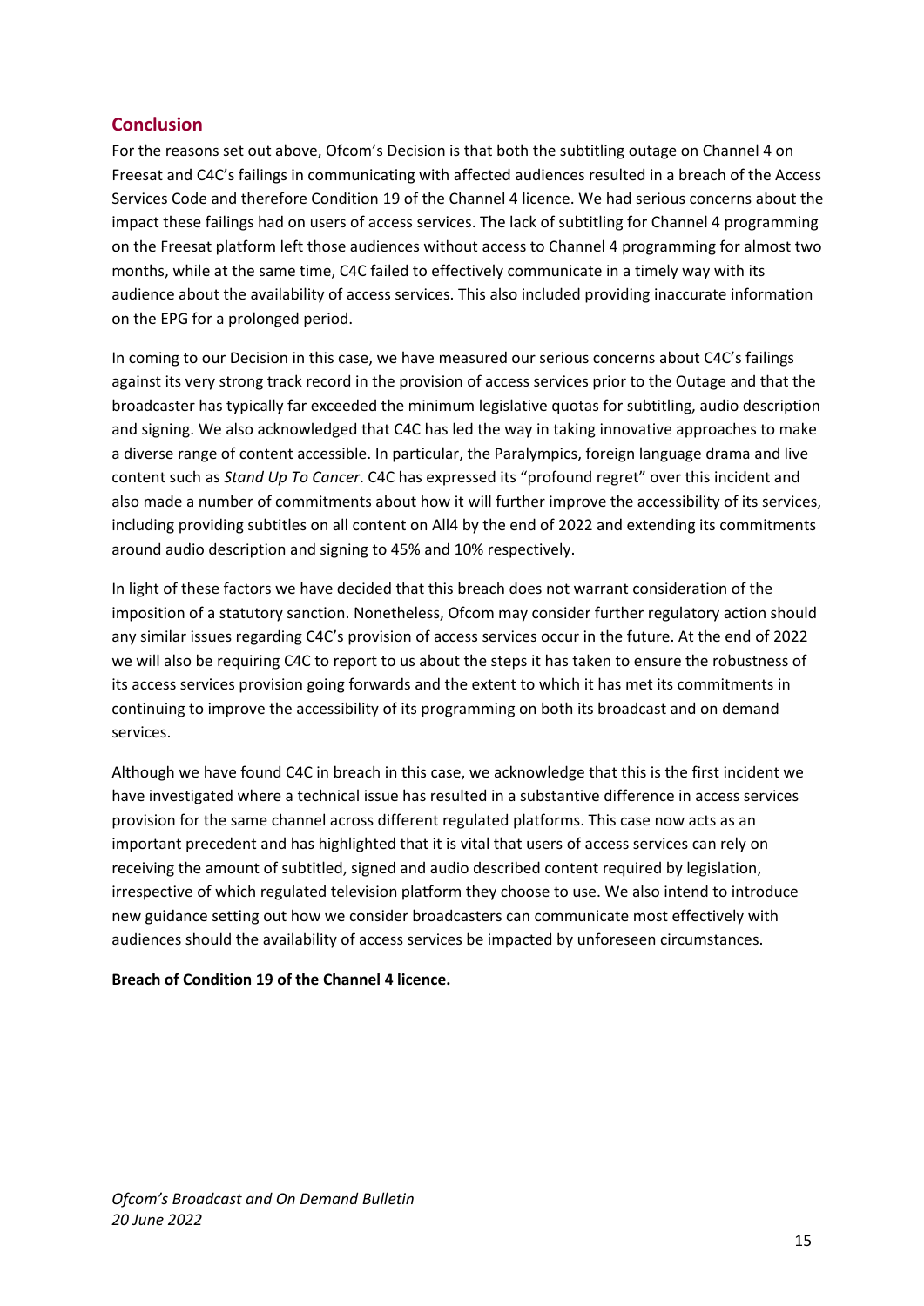## Conclusion

For the reasons set out above, Ofcom's Decision is that both the subtitling outage on Channel 4 on Freesat and C4C's failings in communicating with affected audiences resulted in a breach of the Access Services Code and therefore Condition 19 of the Channel 4 licence. We had serious concerns about the impact these failings had on users of access services. The lack of subtitling for Channel 4 programming on the Freesat platform left those audiences without access to Channel 4 programming for almost two months, while at the same time, C4C failed to effectively communicate in a timely way with its audience about the availability of access services. This also included providing inaccurate information on the EPG for a prolonged period.

In coming to our Decision in this case, we have measured our serious concerns about C4C's failings against its very strong track record in the provision of access services prior to the Outage and that the broadcaster has typically far exceeded the minimum legislative quotas for subtitling, audio description and signing. We also acknowledged that C4C has led the way in taking innovative approaches to make a diverse range of content accessible. In particular, the Paralympics, foreign language drama and live content such as *Stand Up To Cancer*. C4C has expressed its "profound regret" over this incident and also made a number of commitments about how it will further improve the accessibility of its services, including providing subtitles on all content on All4 by the end of 2022 and extending its commitments around audio description and signing to 45% and 10% respectively.

In light of these factors we have decided that this breach does not warrant consideration of the imposition of a statutory sanction. Nonetheless, Ofcom may consider further regulatory action should any similar issues regarding C4C's provision of access services occur in the future. At the end of 2022 we will also be requiring C4C to report to us about the steps it has taken to ensure the robustness of its access services provision going forwards and the extent to which it has met its commitments in continuing to improve the accessibility of its programming on both its broadcast and on demand services.

Although we have found C4C in breach in this case, we acknowledge that this is the first incident we have investigated where a technical issue has resulted in a substantive difference in access services provision for the same channel across different regulated platforms. This case now acts as an important precedent and has highlighted that it is vital that users of access services can rely on receiving the amount of subtitled, signed and audio described content required by legislation, irrespective of which regulated television platform they choose to use. We also intend to introduce new guidance setting out how we consider broadcasters can communicate most effectively with audiences should the availability of access services be impacted by unforeseen circumstances.

**Breach of Condition 19 of the Channel 4 licence.**